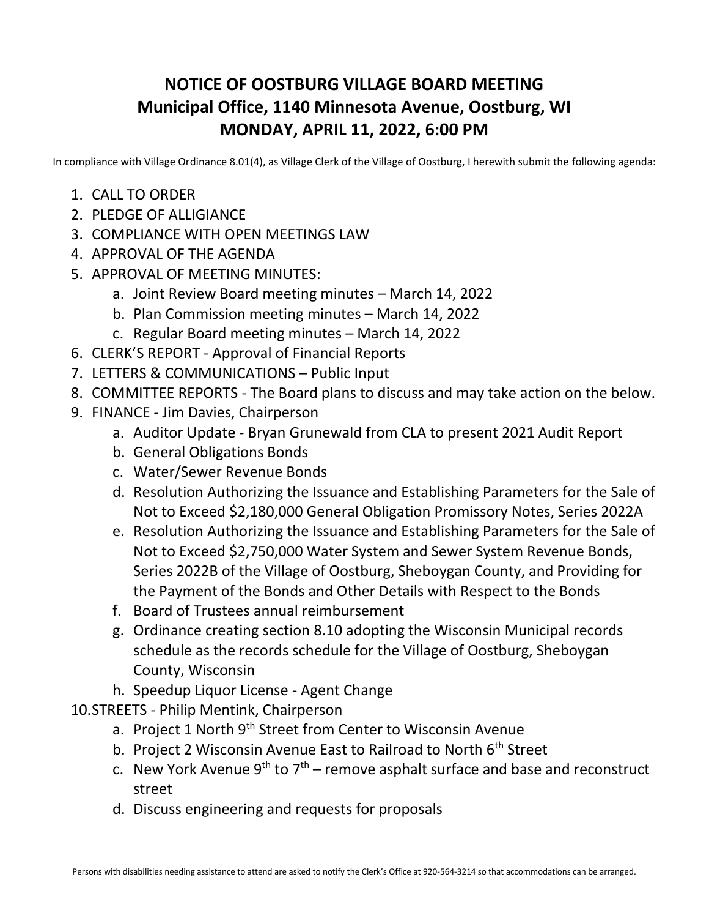# NOTICE OF OOSTBURG VILLAGE BOARD MEETING
# Municipal Office, 1140 Minnesota Avenue, Oostburg, WI
# MONDAY, APRIL 11, 2022, 6:00 PM

In compliance with Village Ordinance 8.01(4), as Village Clerk of the Village of Oostburg, I herewith submit the following agenda:

1. CALL TO ORDER
2. PLEDGE OF ALLIGIANCE
3. COMPLIANCE WITH OPEN MEETINGS LAW
4. APPROVAL OF THE AGENDA
5. APPROVAL OF MEETING MINUTES:
    a. Joint Review Board meeting minutes – March 14, 2022
    b. Plan Commission meeting minutes – March 14, 2022
    c. Regular Board meeting minutes – March 14, 2022
6. CLERK'S REPORT - Approval of Financial Reports
7. LETTERS & COMMUNICATIONS – Public Input
8. COMMITTEE REPORTS - The Board plans to discuss and may take action on the below.
9. FINANCE - Jim Davies, Chairperson
    a. Auditor Update - Bryan Grunewald from CLA to present 2021 Audit Report
    b. General Obligations Bonds
    c. Water/Sewer Revenue Bonds
    d. Resolution Authorizing the Issuance and Establishing Parameters for the Sale of Not to Exceed $2,180,000 General Obligation Promissory Notes, Series 2022A
    e. Resolution Authorizing the Issuance and Establishing Parameters for the Sale of Not to Exceed $2,750,000 Water System and Sewer System Revenue Bonds, Series 2022B of the Village of Oostburg, Sheboygan County, and Providing for the Payment of the Bonds and Other Details with Respect to the Bonds
    f. Board of Trustees annual reimbursement
    g. Ordinance creating section 8.10 adopting the Wisconsin Municipal records schedule as the records schedule for the Village of Oostburg, Sheboygan County, Wisconsin
    h. Speedup Liquor License - Agent Change
10. STREETS - Philip Mentink, Chairperson
    a. Project 1 North 9th Street from Center to Wisconsin Avenue
    b. Project 2 Wisconsin Avenue East to Railroad to North 6th Street
    c. New York Avenue 9th to 7th – remove asphalt surface and base and reconstruct street
    d. Discuss engineering and requests for proposals

Persons with disabilities needing assistance to attend are asked to notify the Clerk's Office at 920-564-3214 so that accommodations can be arranged.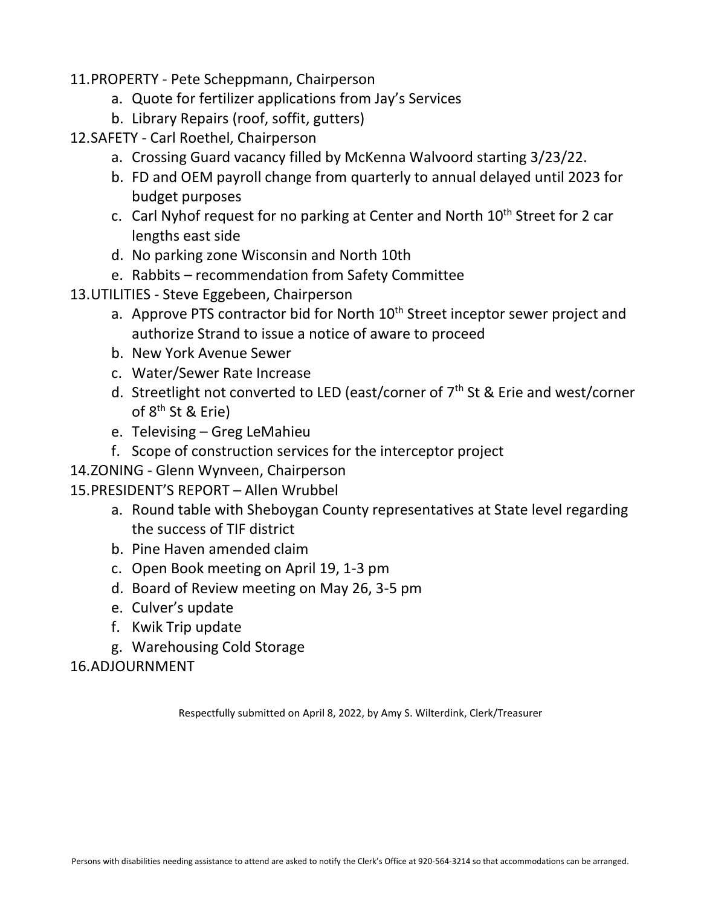11. PROPERTY - Pete Scheppmann, Chairperson
    a. Quote for fertilizer applications from Jay's Services
    b. Library Repairs (roof, soffit, gutters)
12. SAFETY - Carl Roethel, Chairperson
    a. Crossing Guard vacancy filled by McKenna Walvoord starting 3/23/22.
    b. FD and OEM payroll change from quarterly to annual delayed until 2023 for budget purposes
    c. Carl Nyhof request for no parking at Center and North 10th Street for 2 car lengths east side
    d. No parking zone Wisconsin and North 10th
    e. Rabbits – recommendation from Safety Committee
13. UTILITIES - Steve Eggebeen, Chairperson
    a. Approve PTS contractor bid for North 10th Street inceptor sewer project and authorize Strand to issue a notice of aware to proceed
    b. New York Avenue Sewer
    c. Water/Sewer Rate Increase
    d. Streetlight not converted to LED (east/corner of 7th St & Erie and west/corner of 8th St & Erie)
    e. Televising – Greg LeMahieu
    f. Scope of construction services for the interceptor project
14. ZONING - Glenn Wynveen, Chairperson
15. PRESIDENT'S REPORT – Allen Wrubbel
    a. Round table with Sheboygan County representatives at State level regarding the success of TIF district
    b. Pine Haven amended claim
    c. Open Book meeting on April 19, 1-3 pm
    d. Board of Review meeting on May 26, 3-5 pm
    e. Culver's update
    f. Kwik Trip update
    g. Warehousing Cold Storage
16. ADJOURNMENT

Respectfully submitted on April 8, 2022, by Amy S. Wilterdink, Clerk/Treasurer

Persons with disabilities needing assistance to attend are asked to notify the Clerk's Office at 920-564-3214 so that accommodations can be arranged.